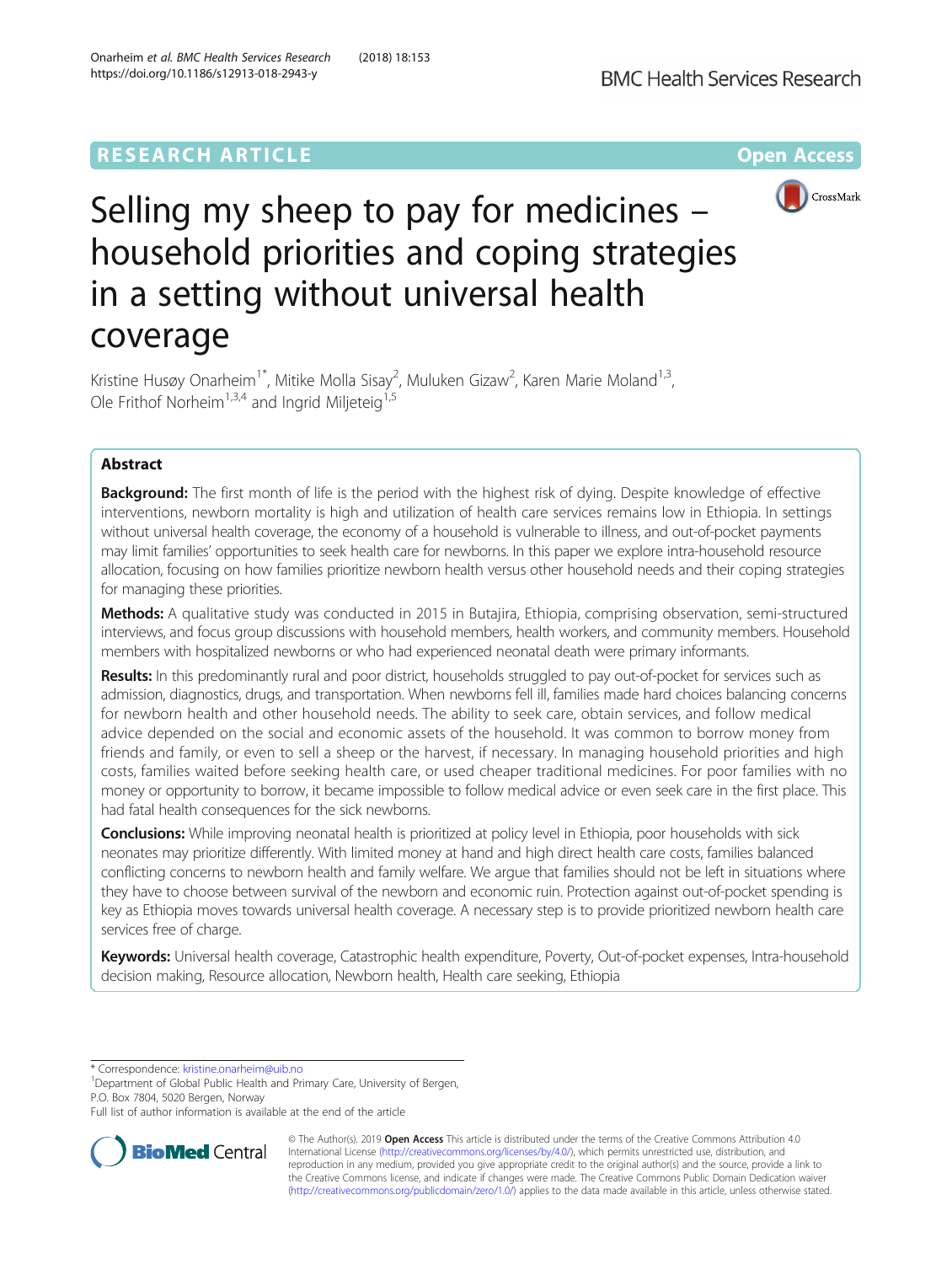RESEARCH ARTICLE

Open Access

# Selling my sheep to pay for medicines – household priorities and coping strategies in a setting without universal health coverage

Kristine Husøy Onarheim[1*], Mitike Molla Sisay[2], Muluken Gizaw[2], Karen Marie Moland[1,3], Ole Frithof Norheim[1,3,4] and Ingrid Miljeteig[1,5]

## Abstract

**Background:** The first month of life is the period with the highest risk of dying. Despite knowledge of effective interventions, newborn mortality is high and utilization of health care services remains low in Ethiopia. In settings without universal health coverage, the economy of a household is vulnerable to illness, and out-of-pocket payments may limit families' opportunities to seek health care for newborns. In this paper we explore intra-household resource allocation, focusing on how families prioritize newborn health versus other household needs and their coping strategies for managing these priorities.

**Methods:** A qualitative study was conducted in 2015 in Butajira, Ethiopia, comprising observation, semi-structured interviews, and focus group discussions with household members, health workers, and community members. Household members with hospitalized newborns or who had experienced neonatal death were primary informants.

**Results:** In this predominantly rural and poor district, households struggled to pay out-of-pocket for services such as admission, diagnostics, drugs, and transportation. When newborns fell ill, families made hard choices balancing concerns for newborn health and other household needs. The ability to seek care, obtain services, and follow medical advice depended on the social and economic assets of the household. It was common to borrow money from friends and family, or even to sell a sheep or the harvest, if necessary. In managing household priorities and high costs, families waited before seeking health care, or used cheaper traditional medicines. For poor families with no money or opportunity to borrow, it became impossible to follow medical advice or even seek care in the first place. This had fatal health consequences for the sick newborns.

**Conclusions:** While improving neonatal health is prioritized at policy level in Ethiopia, poor households with sick neonates may prioritize differently. With limited money at hand and high direct health care costs, families balanced conflicting concerns to newborn health and family welfare. We argue that families should not be left in situations where they have to choose between survival of the newborn and economic ruin. Protection against out-of-pocket spending is key as Ethiopia moves towards universal health coverage. A necessary step is to provide prioritized newborn health care services free of charge.

**Keywords:** Universal health coverage, Catastrophic health expenditure, Poverty, Out-of-pocket expenses, Intra-household decision making, Resource allocation, Newborn health, Health care seeking, Ethiopia

---

\* Correspondence: kristine.onarheim@uib.no

[1]Department of Global Public Health and Primary Care, University of Bergen, P.O. Box 7804, 5020 Bergen, Norway

Full list of author information is available at the end of the article

© The Author(s). 2019 **Open Access** This article is distributed under the terms of the Creative Commons Attribution 4.0 International License (http://creativecommons.org/licenses/by/4.0/), which permits unrestricted use, distribution, and reproduction in any medium, provided you give appropriate credit to the original author(s) and the source, provide a link to the Creative Commons license, and indicate if changes were made. The Creative Commons Public Domain Dedication waiver (http://creativecommons.org/publicdomain/zero/1.0/) applies to the data made available in this article, unless otherwise stated.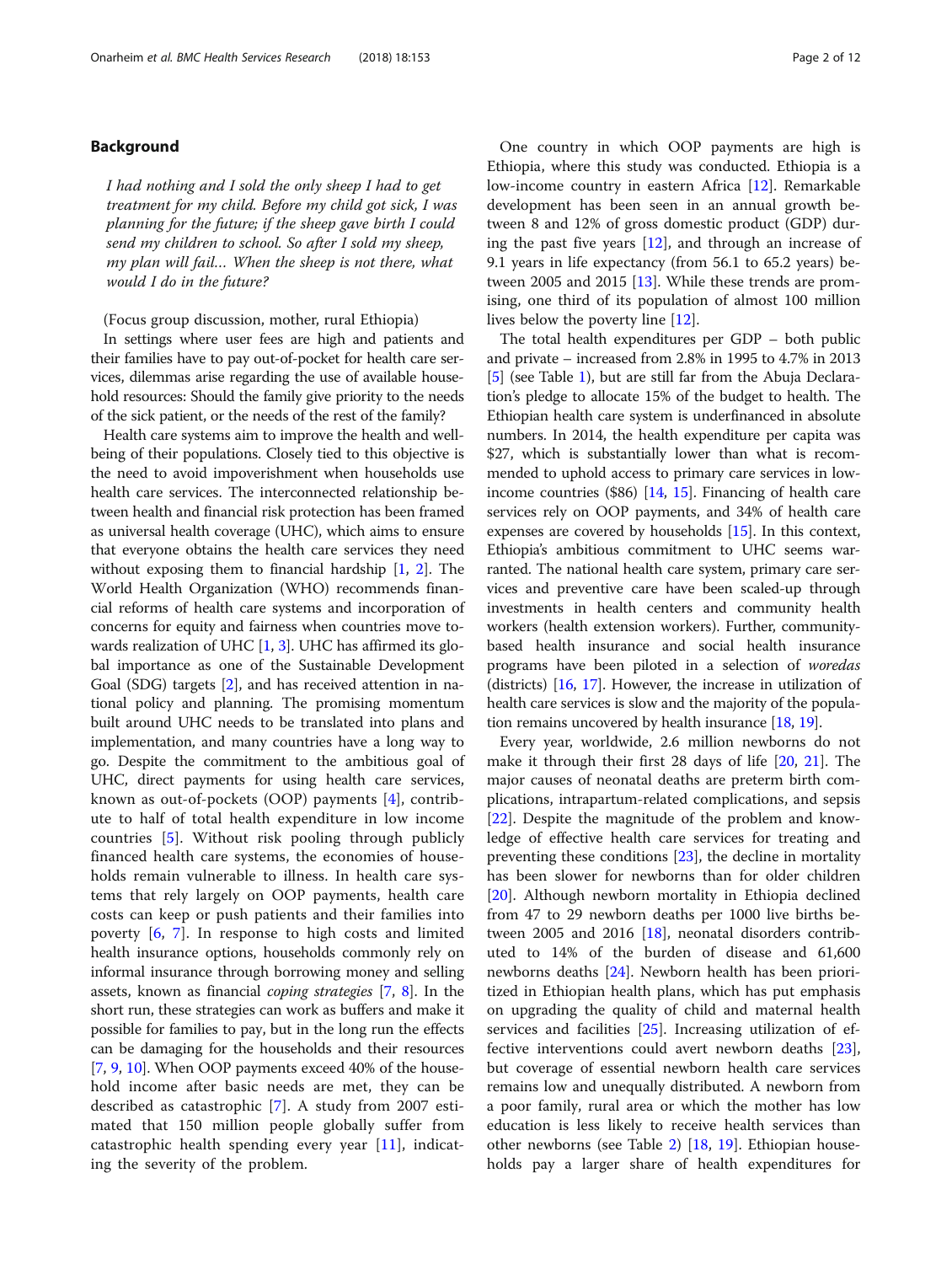## Background

*I had nothing and I sold the only sheep I had to get treatment for my child. Before my child got sick, I was planning for the future; if the sheep gave birth I could send my children to school. So after I sold my sheep, my plan will fail… When the sheep is not there, what would I do in the future?*

(Focus group discussion, mother, rural Ethiopia)

In settings where user fees are high and patients and their families have to pay out-of-pocket for health care services, dilemmas arise regarding the use of available household resources: Should the family give priority to the needs of the sick patient, or the needs of the rest of the family?

Health care systems aim to improve the health and well-being of their populations. Closely tied to this objective is the need to avoid impoverishment when households use health care services. The interconnected relationship between health and financial risk protection has been framed as universal health coverage (UHC), which aims to ensure that everyone obtains the health care services they need without exposing them to financial hardship [1, 2]. The World Health Organization (WHO) recommends financial reforms of health care systems and incorporation of concerns for equity and fairness when countries move towards realization of UHC [1, 3]. UHC has affirmed its global importance as one of the Sustainable Development Goal (SDG) targets [2], and has received attention in national policy and planning. The promising momentum built around UHC needs to be translated into plans and implementation, and many countries have a long way to go. Despite the commitment to the ambitious goal of UHC, direct payments for using health care services, known as out-of-pockets (OOP) payments [4], contribute to half of total health expenditure in low income countries [5]. Without risk pooling through publicly financed health care systems, the economies of households remain vulnerable to illness. In health care systems that rely largely on OOP payments, health care costs can keep or push patients and their families into poverty [6, 7]. In response to high costs and limited health insurance options, households commonly rely on informal insurance through borrowing money and selling assets, known as financial *coping strategies* [7, 8]. In the short run, these strategies can work as buffers and make it possible for families to pay, but in the long run the effects can be damaging for the households and their resources [7, 9, 10]. When OOP payments exceed 40% of the household income after basic needs are met, they can be described as catastrophic [7]. A study from 2007 estimated that 150 million people globally suffer from catastrophic health spending every year [11], indicating the severity of the problem.

One country in which OOP payments are high is Ethiopia, where this study was conducted. Ethiopia is a low-income country in eastern Africa [12]. Remarkable development has been seen in an annual growth between 8 and 12% of gross domestic product (GDP) during the past five years [12], and through an increase of 9.1 years in life expectancy (from 56.1 to 65.2 years) between 2005 and 2015 [13]. While these trends are promising, one third of its population of almost 100 million lives below the poverty line [12].

The total health expenditures per GDP – both public and private – increased from 2.8% in 1995 to 4.7% in 2013 [5] (see Table 1), but are still far from the Abuja Declaration's pledge to allocate 15% of the budget to health. The Ethiopian health care system is underfinanced in absolute numbers. In 2014, the health expenditure per capita was $27, which is substantially lower than what is recommended to uphold access to primary care services in low-income countries ($86) [14, 15]. Financing of health care services rely on OOP payments, and 34% of health care expenses are covered by households [15]. In this context, Ethiopia's ambitious commitment to UHC seems warranted. The national health care system, primary care services and preventive care have been scaled-up through investments in health centers and community health workers (health extension workers). Further, community-based health insurance and social health insurance programs have been piloted in a selection of *woredas* (districts) [16, 17]. However, the increase in utilization of health care services is slow and the majority of the population remains uncovered by health insurance [18, 19].

Every year, worldwide, 2.6 million newborns do not make it through their first 28 days of life [20, 21]. The major causes of neonatal deaths are preterm birth complications, intrapartum-related complications, and sepsis [22]. Despite the magnitude of the problem and knowledge of effective health care services for treating and preventing these conditions [23], the decline in mortality has been slower for newborns than for older children [20]. Although newborn mortality in Ethiopia declined from 47 to 29 newborn deaths per 1000 live births between 2005 and 2016 [18], neonatal disorders contributed to 14% of the burden of disease and 61,600 newborns deaths [24]. Newborn health has been prioritized in Ethiopian health plans, which has put emphasis on upgrading the quality of child and maternal health services and facilities [25]. Increasing utilization of effective interventions could avert newborn deaths [23], but coverage of essential newborn health care services remains low and unequally distributed. A newborn from a poor family, rural area or which the mother has low education is less likely to receive health services than other newborns (see Table 2) [18, 19]. Ethiopian households pay a larger share of health expenditures for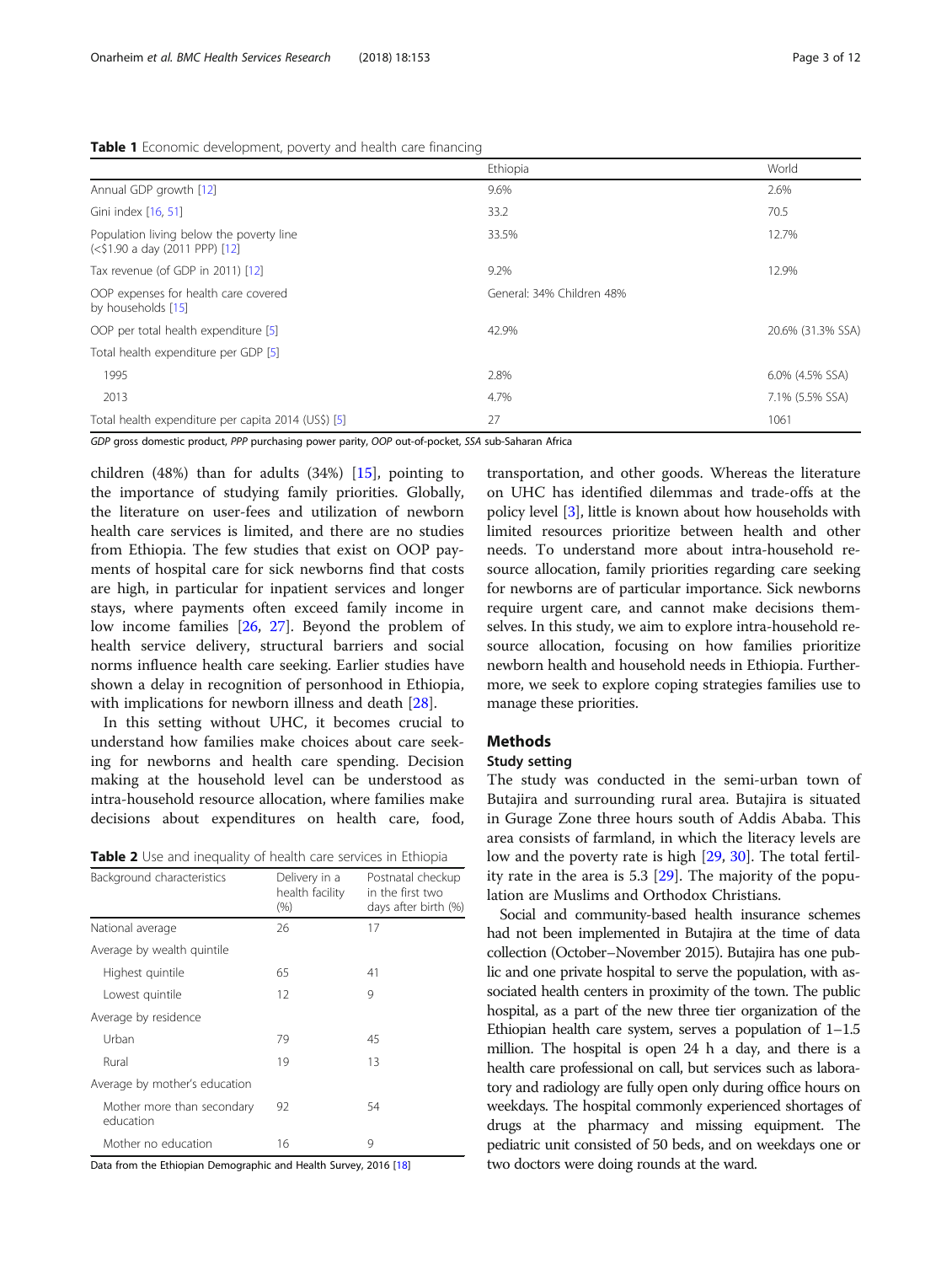**Table 1** Economic development, poverty and health care financing

| | Ethiopia | World |
|---|---|---|
| Annual GDP growth [12] | 9.6% | 2.6% |
| Gini index [16, 51] | 33.2 | 70.5 |
| Population living below the poverty line (<$1.90 a day (2011 PPP) [12] | 33.5% | 12.7% |
| Tax revenue (of GDP in 2011) [12] | 9.2% | 12.9% |
| OOP expenses for health care covered by households [15] | General: 34% Children 48% | |
| OOP per total health expenditure [5] | 42.9% | 20.6% (31.3% SSA) |
| Total health expenditure per GDP [5] | | |
| 1995 | 2.8% | 6.0% (4.5% SSA) |
| 2013 | 4.7% | 7.1% (5.5% SSA) |
| Total health expenditure per capita 2014 (US$) [5] | 27 | 1061 |

*GDP* gross domestic product, *PPP* purchasing power parity, *OOP* out-of-pocket, *SSA* sub-Saharan Africa

children (48%) than for adults (34%) [15], pointing to the importance of studying family priorities. Globally, the literature on user-fees and utilization of newborn health care services is limited, and there are no studies from Ethiopia. The few studies that exist on OOP payments of hospital care for sick newborns find that costs are high, in particular for inpatient services and longer stays, where payments often exceed family income in low income families [26, 27]. Beyond the problem of health service delivery, structural barriers and social norms influence health care seeking. Earlier studies have shown a delay in recognition of personhood in Ethiopia, with implications for newborn illness and death [28].

In this setting without UHC, it becomes crucial to understand how families make choices about care seeking for newborns and health care spending. Decision making at the household level can be understood as intra-household resource allocation, where families make decisions about expenditures on health care, food, transportation, and other goods. Whereas the literature on UHC has identified dilemmas and trade-offs at the policy level [3], little is known about how households with limited resources prioritize between health and other needs. To understand more about intra-household resource allocation, family priorities regarding care seeking for newborns are of particular importance. Sick newborns require urgent care, and cannot make decisions themselves. In this study, we aim to explore intra-household resource allocation, focusing on how families prioritize newborn health and household needs in Ethiopia. Furthermore, we seek to explore coping strategies families use to manage these priorities.

**Table 2** Use and inequality of health care services in Ethiopia

| Background characteristics | Delivery in a health facility (%) | Postnatal checkup in the first two days after birth (%) |
|---|---|---|
| National average | 26 | 17 |
| Average by wealth quintile | | |
| Highest quintile | 65 | 41 |
| Lowest quintile | 12 | 9 |
| Average by residence | | |
| Urban | 79 | 45 |
| Rural | 19 | 13 |
| Average by mother's education | | |
| Mother more than secondary education | 92 | 54 |
| Mother no education | 16 | 9 |

Data from the Ethiopian Demographic and Health Survey, 2016 [18]

## Methods

### Study setting

The study was conducted in the semi-urban town of Butajira and surrounding rural area. Butajira is situated in Gurage Zone three hours south of Addis Ababa. This area consists of farmland, in which the literacy levels are low and the poverty rate is high [29, 30]. The total fertility rate in the area is 5.3 [29]. The majority of the population are Muslims and Orthodox Christians.

Social and community-based health insurance schemes had not been implemented in Butajira at the time of data collection (October–November 2015). Butajira has one public and one private hospital to serve the population, with associated health centers in proximity of the town. The public hospital, as a part of the new three tier organization of the Ethiopian health care system, serves a population of 1–1.5 million. The hospital is open 24 h a day, and there is a health care professional on call, but services such as laboratory and radiology are fully open only during office hours on weekdays. The hospital commonly experienced shortages of drugs at the pharmacy and missing equipment. The pediatric unit consisted of 50 beds, and on weekdays one or two doctors were doing rounds at the ward.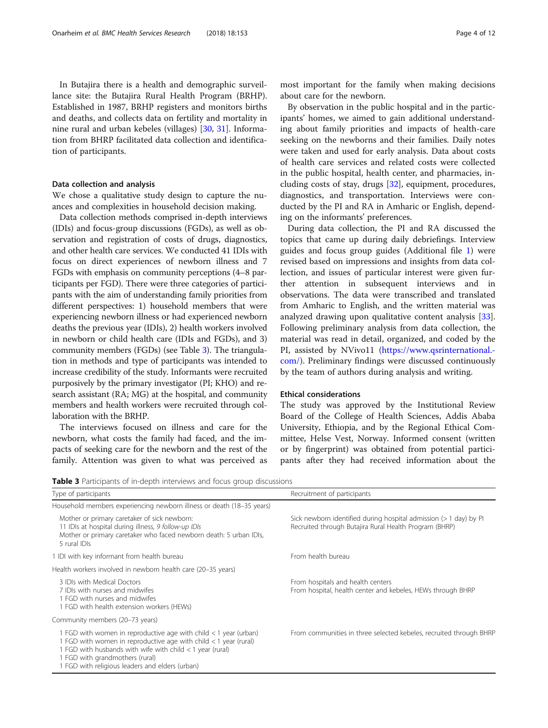In Butajira there is a health and demographic surveillance site: the Butajira Rural Health Program (BRHP). Established in 1987, BRHP registers and monitors births and deaths, and collects data on fertility and mortality in nine rural and urban kebeles (villages) [30, 31]. Information from BHRP facilitated data collection and identification of participants.

### Data collection and analysis

We chose a qualitative study design to capture the nuances and complexities in household decision making.

Data collection methods comprised in-depth interviews (IDIs) and focus-group discussions (FGDs), as well as observation and registration of costs of drugs, diagnostics, and other health care services. We conducted 41 IDIs with focus on direct experiences of newborn illness and 7 FGDs with emphasis on community perceptions (4–8 participants per FGD). There were three categories of participants with the aim of understanding family priorities from different perspectives: 1) household members that were experiencing newborn illness or had experienced newborn deaths the previous year (IDIs), 2) health workers involved in newborn or child health care (IDIs and FGDs), and 3) community members (FGDs) (see Table 3). The triangulation in methods and type of participants was intended to increase credibility of the study. Informants were recruited purposively by the primary investigator (PI; KHO) and research assistant (RA; MG) at the hospital, and community members and health workers were recruited through collaboration with the BRHP.

The interviews focused on illness and care for the newborn, what costs the family had faced, and the impacts of seeking care for the newborn and the rest of the family. Attention was given to what was perceived as most important for the family when making decisions about care for the newborn.

By observation in the public hospital and in the participants' homes, we aimed to gain additional understanding about family priorities and impacts of health-care seeking on the newborns and their families. Daily notes were taken and used for early analysis. Data about costs of health care services and related costs were collected in the public hospital, health center, and pharmacies, including costs of stay, drugs [32], equipment, procedures, diagnostics, and transportation. Interviews were conducted by the PI and RA in Amharic or English, depending on the informants' preferences.

During data collection, the PI and RA discussed the topics that came up during daily debriefings. Interview guides and focus group guides (Additional file 1) were revised based on impressions and insights from data collection, and issues of particular interest were given further attention in subsequent interviews and in observations. The data were transcribed and translated from Amharic to English, and the written material was analyzed drawing upon qualitative content analysis [33]. Following preliminary analysis from data collection, the material was read in detail, organized, and coded by the PI, assisted by NVivo11 (https://www.qsrinternational.com/). Preliminary findings were discussed continuously by the team of authors during analysis and writing.

### Ethical considerations

The study was approved by the Institutional Review Board of the College of Health Sciences, Addis Ababa University, Ethiopia, and by the Regional Ethical Committee, Helse Vest, Norway. Informed consent (written or by fingerprint) was obtained from potential participants after they had received information about the

**Table 3** Participants of in-depth interviews and focus group discussions

| Type of participants | Recruitment of participants |
| --- | --- |
| Household members experiencing newborn illness or death (18–35 years) | |
| Mother or primary caretaker of sick newborn:<br>11 IDIs at hospital during illness, *9 follow-up IDIs*<br>Mother or primary caretaker who faced newborn death: 5 urban IDIs, 5 rural IDIs | Sick newborn identified during hospital admission (> 1 day) by PI<br>Recruited through Butajira Rural Health Program (BRHP) |
| 1 IDI with key informant from health bureau | From health bureau |
| Health workers involved in newborn health care (20–35 years) | |
| 3 IDIs with Medical Doctors<br>7 IDIs with nurses and midwifes<br>1 FGD with nurses and midwifes<br>1 FGD with health extension workers (HEWs) | From hospitals and health centers<br>From hospital, health center and kebeles, HEWs through BHRP |
| Community members (20–73 years) | |
| 1 FGD with women in reproductive age with child < 1 year (urban)<br>1 FGD with women in reproductive age with child < 1 year (rural)<br>1 FGD with husbands with wife with child < 1 year (rural)<br>1 FGD with grandmothers (rural)<br>1 FGD with religious leaders and elders (urban) | From communities in three selected kebeles, recruited through BHRP |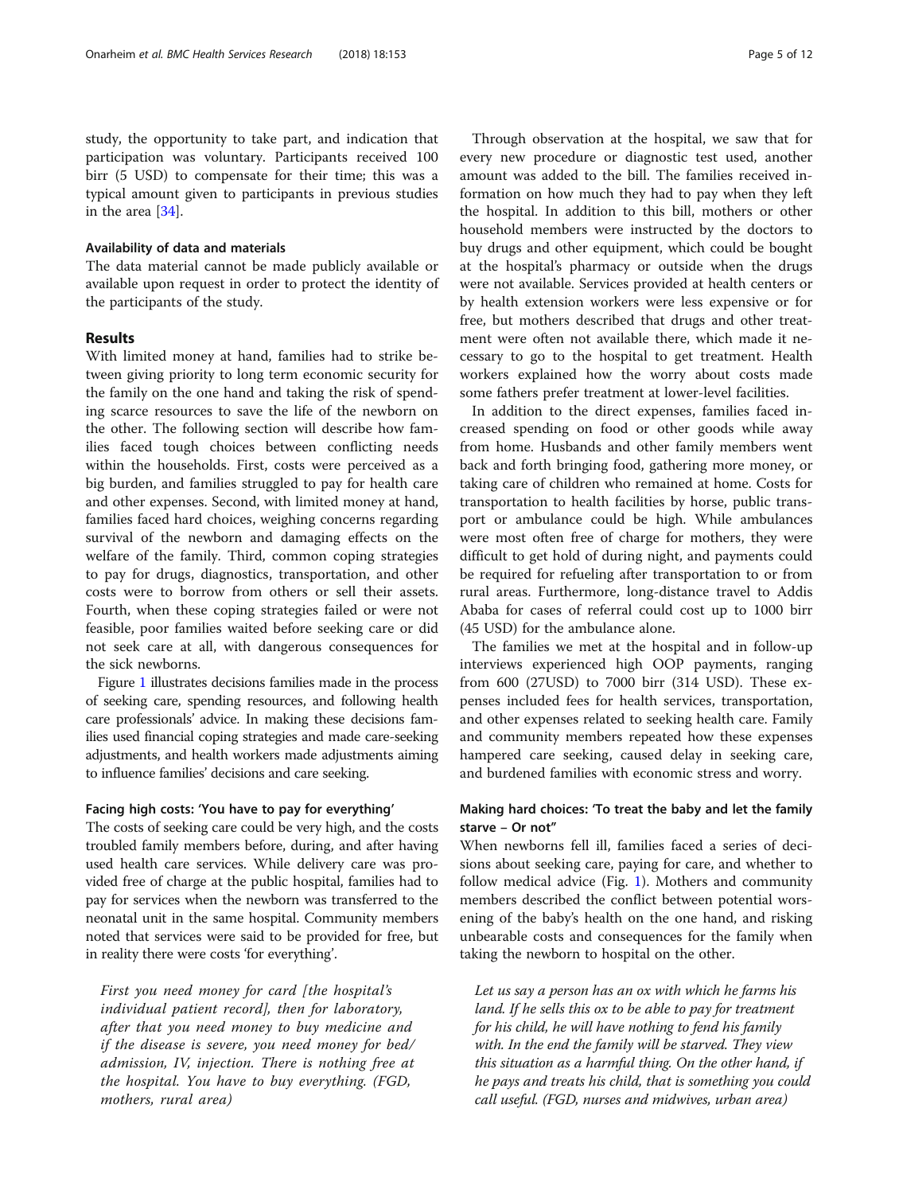study, the opportunity to take part, and indication that participation was voluntary. Participants received 100 birr (5 USD) to compensate for their time; this was a typical amount given to participants in previous studies in the area [34].

#### Availability of data and materials

The data material cannot be made publicly available or available upon request in order to protect the identity of the participants of the study.

## Results

With limited money at hand, families had to strike between giving priority to long term economic security for the family on the one hand and taking the risk of spending scarce resources to save the life of the newborn on the other. The following section will describe how families faced tough choices between conflicting needs within the households. First, costs were perceived as a big burden, and families struggled to pay for health care and other expenses. Second, with limited money at hand, families faced hard choices, weighing concerns regarding survival of the newborn and damaging effects on the welfare of the family. Third, common coping strategies to pay for drugs, diagnostics, transportation, and other costs were to borrow from others or sell their assets. Fourth, when these coping strategies failed or were not feasible, poor families waited before seeking care or did not seek care at all, with dangerous consequences for the sick newborns.

Figure 1 illustrates decisions families made in the process of seeking care, spending resources, and following health care professionals' advice. In making these decisions families used financial coping strategies and made care-seeking adjustments, and health workers made adjustments aiming to influence families' decisions and care seeking.

### Facing high costs: 'You have to pay for everything'

The costs of seeking care could be very high, and the costs troubled family members before, during, and after having used health care services. While delivery care was provided free of charge at the public hospital, families had to pay for services when the newborn was transferred to the neonatal unit in the same hospital. Community members noted that services were said to be provided for free, but in reality there were costs 'for everything'.

> *First you need money for card [the hospital's individual patient record], then for laboratory, after that you need money to buy medicine and if the disease is severe, you need money for bed/admission, IV, injection. There is nothing free at the hospital. You have to buy everything. (FGD, mothers, rural area)*

Through observation at the hospital, we saw that for every new procedure or diagnostic test used, another amount was added to the bill. The families received information on how much they had to pay when they left the hospital. In addition to this bill, mothers or other household members were instructed by the doctors to buy drugs and other equipment, which could be bought at the hospital's pharmacy or outside when the drugs were not available. Services provided at health centers or by health extension workers were less expensive or for free, but mothers described that drugs and other treatment were often not available there, which made it necessary to go to the hospital to get treatment. Health workers explained how the worry about costs made some fathers prefer treatment at lower-level facilities.

In addition to the direct expenses, families faced increased spending on food or other goods while away from home. Husbands and other family members went back and forth bringing food, gathering more money, or taking care of children who remained at home. Costs for transportation to health facilities by horse, public transport or ambulance could be high. While ambulances were most often free of charge for mothers, they were difficult to get hold of during night, and payments could be required for refueling after transportation to or from rural areas. Furthermore, long-distance travel to Addis Ababa for cases of referral could cost up to 1000 birr (45 USD) for the ambulance alone.

The families we met at the hospital and in follow-up interviews experienced high OOP payments, ranging from 600 (27USD) to 7000 birr (314 USD). These expenses included fees for health services, transportation, and other expenses related to seeking health care. Family and community members repeated how these expenses hampered care seeking, caused delay in seeking care, and burdened families with economic stress and worry.

### Making hard choices: 'To treat the baby and let the family starve – Or not"

When newborns fell ill, families faced a series of decisions about seeking care, paying for care, and whether to follow medical advice (Fig. 1). Mothers and community members described the conflict between potential worsening of the baby's health on the one hand, and risking unbearable costs and consequences for the family when taking the newborn to hospital on the other.

> *Let us say a person has an ox with which he farms his land. If he sells this ox to be able to pay for treatment for his child, he will have nothing to fend his family with. In the end the family will be starved. They view this situation as a harmful thing. On the other hand, if he pays and treats his child, that is something you could call useful. (FGD, nurses and midwives, urban area)*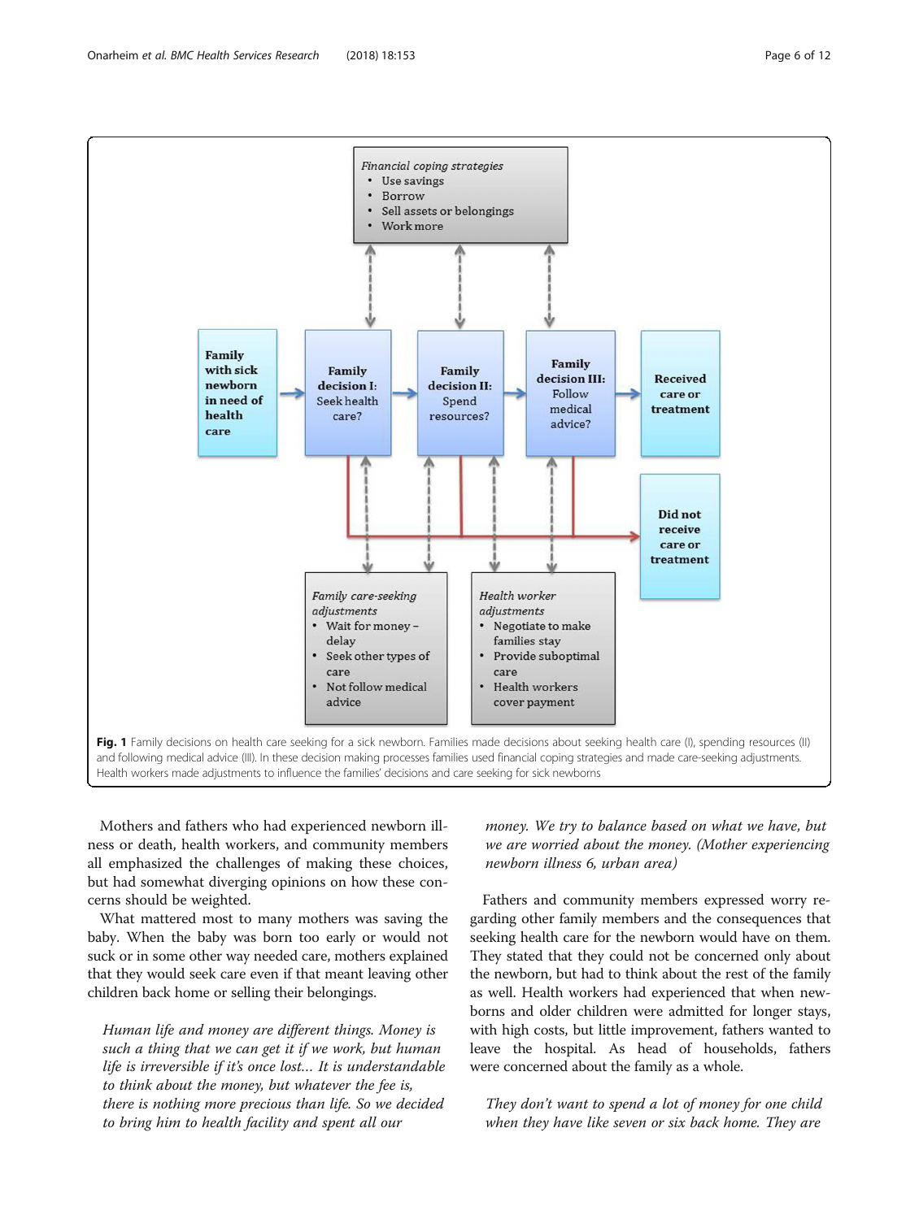**Fig. 1** Family decisions on health care seeking for a sick newborn. Families made decisions about seeking health care (I), spending resources (II) and following medical advice (III). In these decision making processes families used financial coping strategies and made care-seeking adjustments. Health workers made adjustments to influence the families' decisions and care seeking for sick newborns

Mothers and fathers who had experienced newborn illness or death, health workers, and community members all emphasized the challenges of making these choices, but had somewhat diverging opinions on how these concerns should be weighted.

What mattered most to many mothers was saving the baby. When the baby was born too early or would not suck or in some other way needed care, mothers explained that they would seek care even if that meant leaving other children back home or selling their belongings.

> *Human life and money are different things. Money is such a thing that we can get it if we work, but human life is irreversible if it's once lost… It is understandable to think about the money, but whatever the fee is, there is nothing more precious than life. So we decided to bring him to health facility and spent all our money. We try to balance based on what we have, but we are worried about the money. (Mother experiencing newborn illness 6, urban area)*

Fathers and community members expressed worry regarding other family members and the consequences that seeking health care for the newborn would have on them. They stated that they could not be concerned only about the newborn, but had to think about the rest of the family as well. Health workers had experienced that when newborns and older children were admitted for longer stays, with high costs, but little improvement, fathers wanted to leave the hospital. As head of households, fathers were concerned about the family as a whole.

> *They don't want to spend a lot of money for one child when they have like seven or six back home. They are*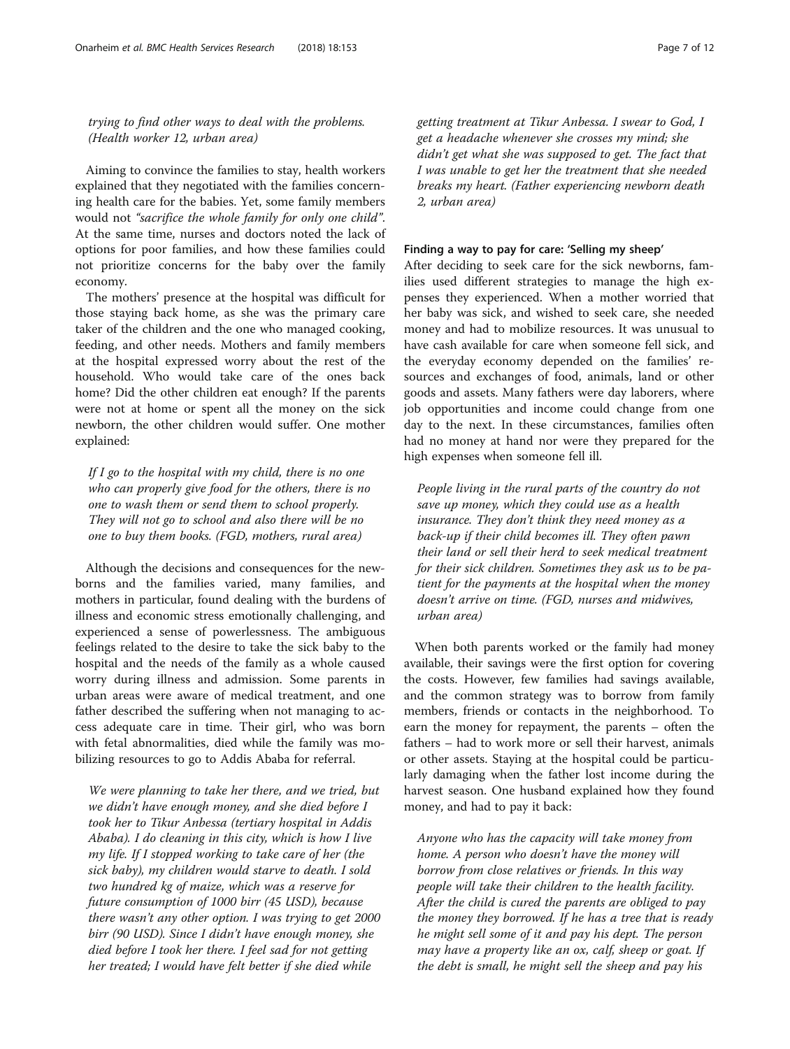*trying to find other ways to deal with the problems. (Health worker 12, urban area)*

Aiming to convince the families to stay, health workers explained that they negotiated with the families concerning health care for the babies. Yet, some family members would not *"sacrifice the whole family for only one child"*. At the same time, nurses and doctors noted the lack of options for poor families, and how these families could not prioritize concerns for the baby over the family economy.

The mothers' presence at the hospital was difficult for those staying back home, as she was the primary care taker of the children and the one who managed cooking, feeding, and other needs. Mothers and family members at the hospital expressed worry about the rest of the household. Who would take care of the ones back home? Did the other children eat enough? If the parents were not at home or spent all the money on the sick newborn, the other children would suffer. One mother explained:

> *If I go to the hospital with my child, there is no one who can properly give food for the others, there is no one to wash them or send them to school properly. They will not go to school and also there will be no one to buy them books. (FGD, mothers, rural area)*

Although the decisions and consequences for the newborns and the families varied, many families, and mothers in particular, found dealing with the burdens of illness and economic stress emotionally challenging, and experienced a sense of powerlessness. The ambiguous feelings related to the desire to take the sick baby to the hospital and the needs of the family as a whole caused worry during illness and admission. Some parents in urban areas were aware of medical treatment, and one father described the suffering when not managing to access adequate care in time. Their girl, who was born with fetal abnormalities, died while the family was mobilizing resources to go to Addis Ababa for referral.

> *We were planning to take her there, and we tried, but we didn't have enough money, and she died before I took her to Tikur Anbessa (tertiary hospital in Addis Ababa). I do cleaning in this city, which is how I live my life. If I stopped working to take care of her (the sick baby), my children would starve to death. I sold two hundred kg of maize, which was a reserve for future consumption of 1000 birr (45 USD), because there wasn't any other option. I was trying to get 2000 birr (90 USD). Since I didn't have enough money, she died before I took her there. I feel sad for not getting her treated; I would have felt better if she died while getting treatment at Tikur Anbessa. I swear to God, I get a headache whenever she crosses my mind; she didn't get what she was supposed to get. The fact that I was unable to get her the treatment that she needed breaks my heart. (Father experiencing newborn death 2, urban area)*

#### Finding a way to pay for care: 'Selling my sheep'

After deciding to seek care for the sick newborns, families used different strategies to manage the high expenses they experienced. When a mother worried that her baby was sick, and wished to seek care, she needed money and had to mobilize resources. It was unusual to have cash available for care when someone fell sick, and the everyday economy depended on the families' resources and exchanges of food, animals, land or other goods and assets. Many fathers were day laborers, where job opportunities and income could change from one day to the next. In these circumstances, families often had no money at hand nor were they prepared for the high expenses when someone fell ill.

> *People living in the rural parts of the country do not save up money, which they could use as a health insurance. They don't think they need money as a back-up if their child becomes ill. They often pawn their land or sell their herd to seek medical treatment for their sick children. Sometimes they ask us to be patient for the payments at the hospital when the money doesn't arrive on time. (FGD, nurses and midwives, urban area)*

When both parents worked or the family had money available, their savings were the first option for covering the costs. However, few families had savings available, and the common strategy was to borrow from family members, friends or contacts in the neighborhood. To earn the money for repayment, the parents – often the fathers – had to work more or sell their harvest, animals or other assets. Staying at the hospital could be particularly damaging when the father lost income during the harvest season. One husband explained how they found money, and had to pay it back:

> *Anyone who has the capacity will take money from home. A person who doesn't have the money will borrow from close relatives or friends. In this way people will take their children to the health facility. After the child is cured the parents are obliged to pay the money they borrowed. If he has a tree that is ready he might sell some of it and pay his dept. The person may have a property like an ox, calf, sheep or goat. If the debt is small, he might sell the sheep and pay his*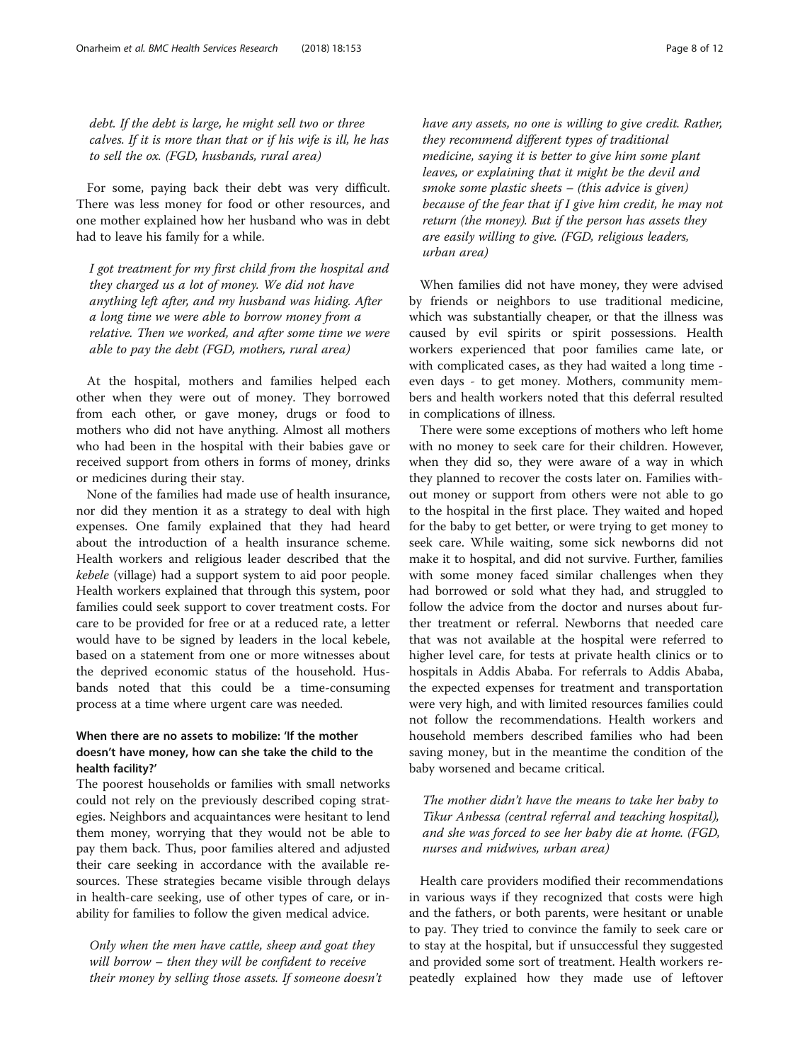*debt. If the debt is large, he might sell two or three calves. If it is more than that or if his wife is ill, he has to sell the ox. (FGD, husbands, rural area)*

For some, paying back their debt was very difficult. There was less money for food or other resources, and one mother explained how her husband who was in debt had to leave his family for a while.

*I got treatment for my first child from the hospital and they charged us a lot of money. We did not have anything left after, and my husband was hiding. After a long time we were able to borrow money from a relative. Then we worked, and after some time we were able to pay the debt (FGD, mothers, rural area)*

At the hospital, mothers and families helped each other when they were out of money. They borrowed from each other, or gave money, drugs or food to mothers who did not have anything. Almost all mothers who had been in the hospital with their babies gave or received support from others in forms of money, drinks or medicines during their stay.

None of the families had made use of health insurance, nor did they mention it as a strategy to deal with high expenses. One family explained that they had heard about the introduction of a health insurance scheme. Health workers and religious leader described that the *kebele* (village) had a support system to aid poor people. Health workers explained that through this system, poor families could seek support to cover treatment costs. For care to be provided for free or at a reduced rate, a letter would have to be signed by leaders in the local kebele, based on a statement from one or more witnesses about the deprived economic status of the household. Husbands noted that this could be a time-consuming process at a time where urgent care was needed.

### When there are no assets to mobilize: 'If the mother doesn't have money, how can she take the child to the health facility?'

The poorest households or families with small networks could not rely on the previously described coping strategies. Neighbors and acquaintances were hesitant to lend them money, worrying that they would not be able to pay them back. Thus, poor families altered and adjusted their care seeking in accordance with the available resources. These strategies became visible through delays in health-care seeking, use of other types of care, or inability for families to follow the given medical advice.

*Only when the men have cattle, sheep and goat they will borrow – then they will be confident to receive their money by selling those assets. If someone doesn't have any assets, no one is willing to give credit. Rather, they recommend different types of traditional medicine, saying it is better to give him some plant leaves, or explaining that it might be the devil and smoke some plastic sheets – (this advice is given) because of the fear that if I give him credit, he may not return (the money). But if the person has assets they are easily willing to give. (FGD, religious leaders, urban area)*

When families did not have money, they were advised by friends or neighbors to use traditional medicine, which was substantially cheaper, or that the illness was caused by evil spirits or spirit possessions. Health workers experienced that poor families came late, or with complicated cases, as they had waited a long time - even days - to get money. Mothers, community members and health workers noted that this deferral resulted in complications of illness.

There were some exceptions of mothers who left home with no money to seek care for their children. However, when they did so, they were aware of a way in which they planned to recover the costs later on. Families without money or support from others were not able to go to the hospital in the first place. They waited and hoped for the baby to get better, or were trying to get money to seek care. While waiting, some sick newborns did not make it to hospital, and did not survive. Further, families with some money faced similar challenges when they had borrowed or sold what they had, and struggled to follow the advice from the doctor and nurses about further treatment or referral. Newborns that needed care that was not available at the hospital were referred to higher level care, for tests at private health clinics or to hospitals in Addis Ababa. For referrals to Addis Ababa, the expected expenses for treatment and transportation were very high, and with limited resources families could not follow the recommendations. Health workers and household members described families who had been saving money, but in the meantime the condition of the baby worsened and became critical.

*The mother didn't have the means to take her baby to Tikur Anbessa (central referral and teaching hospital), and she was forced to see her baby die at home. (FGD, nurses and midwives, urban area)*

Health care providers modified their recommendations in various ways if they recognized that costs were high and the fathers, or both parents, were hesitant or unable to pay. They tried to convince the family to seek care or to stay at the hospital, but if unsuccessful they suggested and provided some sort of treatment. Health workers repeatedly explained how they made use of leftover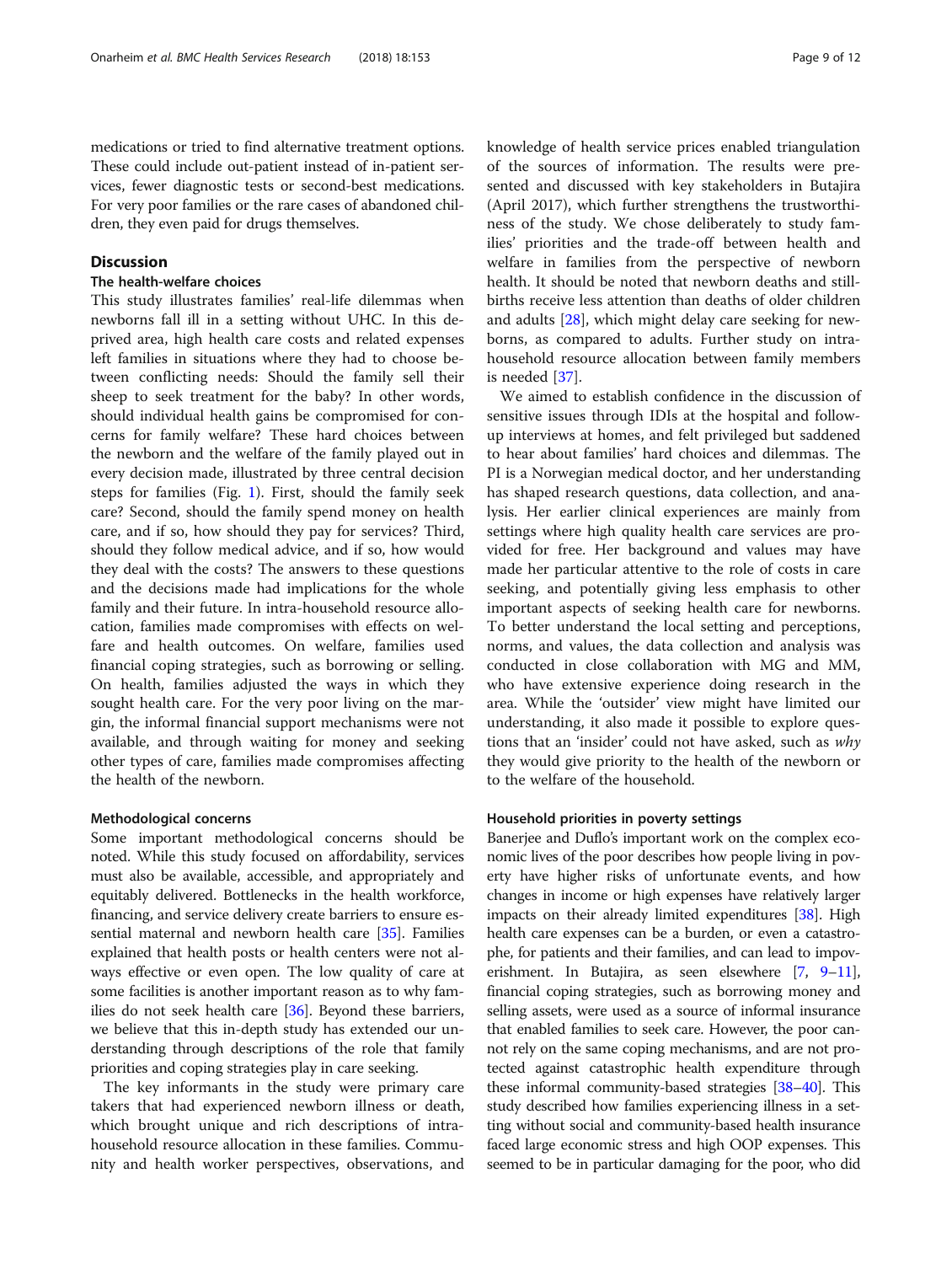medications or tried to find alternative treatment options. These could include out-patient instead of in-patient services, fewer diagnostic tests or second-best medications. For very poor families or the rare cases of abandoned children, they even paid for drugs themselves.

## Discussion

### The health-welfare choices

This study illustrates families' real-life dilemmas when newborns fall ill in a setting without UHC. In this deprived area, high health care costs and related expenses left families in situations where they had to choose between conflicting needs: Should the family sell their sheep to seek treatment for the baby? In other words, should individual health gains be compromised for concerns for family welfare? These hard choices between the newborn and the welfare of the family played out in every decision made, illustrated by three central decision steps for families (Fig. 1). First, should the family seek care? Second, should the family spend money on health care, and if so, how should they pay for services? Third, should they follow medical advice, and if so, how would they deal with the costs? The answers to these questions and the decisions made had implications for the whole family and their future. In intra-household resource allocation, families made compromises with effects on welfare and health outcomes. On welfare, families used financial coping strategies, such as borrowing or selling. On health, families adjusted the ways in which they sought health care. For the very poor living on the margin, the informal financial support mechanisms were not available, and through waiting for money and seeking other types of care, families made compromises affecting the health of the newborn.

### Methodological concerns

Some important methodological concerns should be noted. While this study focused on affordability, services must also be available, accessible, and appropriately and equitably delivered. Bottlenecks in the health workforce, financing, and service delivery create barriers to ensure essential maternal and newborn health care [35]. Families explained that health posts or health centers were not always effective or even open. The low quality of care at some facilities is another important reason as to why families do not seek health care [36]. Beyond these barriers, we believe that this in-depth study has extended our understanding through descriptions of the role that family priorities and coping strategies play in care seeking.

The key informants in the study were primary care takers that had experienced newborn illness or death, which brought unique and rich descriptions of intra-household resource allocation in these families. Community and health worker perspectives, observations, and knowledge of health service prices enabled triangulation of the sources of information. The results were presented and discussed with key stakeholders in Butajira (April 2017), which further strengthens the trustworthiness of the study. We chose deliberately to study families' priorities and the trade-off between health and welfare in families from the perspective of newborn health. It should be noted that newborn deaths and stillbirths receive less attention than deaths of older children and adults [28], which might delay care seeking for newborns, as compared to adults. Further study on intra-household resource allocation between family members is needed [37].

We aimed to establish confidence in the discussion of sensitive issues through IDIs at the hospital and follow-up interviews at homes, and felt privileged but saddened to hear about families' hard choices and dilemmas. The PI is a Norwegian medical doctor, and her understanding has shaped research questions, data collection, and analysis. Her earlier clinical experiences are mainly from settings where high quality health care services are provided for free. Her background and values may have made her particular attentive to the role of costs in care seeking, and potentially giving less emphasis to other important aspects of seeking health care for newborns. To better understand the local setting and perceptions, norms, and values, the data collection and analysis was conducted in close collaboration with MG and MM, who have extensive experience doing research in the area. While the 'outsider' view might have limited our understanding, it also made it possible to explore questions that an 'insider' could not have asked, such as *why* they would give priority to the health of the newborn or to the welfare of the household.

### Household priorities in poverty settings

Banerjee and Duflo's important work on the complex economic lives of the poor describes how people living in poverty have higher risks of unfortunate events, and how changes in income or high expenses have relatively larger impacts on their already limited expenditures [38]. High health care expenses can be a burden, or even a catastrophe, for patients and their families, and can lead to impoverishment. In Butajira, as seen elsewhere [7, 9–11], financial coping strategies, such as borrowing money and selling assets, were used as a source of informal insurance that enabled families to seek care. However, the poor cannot rely on the same coping mechanisms, and are not protected against catastrophic health expenditure through these informal community-based strategies [38–40]. This study described how families experiencing illness in a setting without social and community-based health insurance faced large economic stress and high OOP expenses. This seemed to be in particular damaging for the poor, who did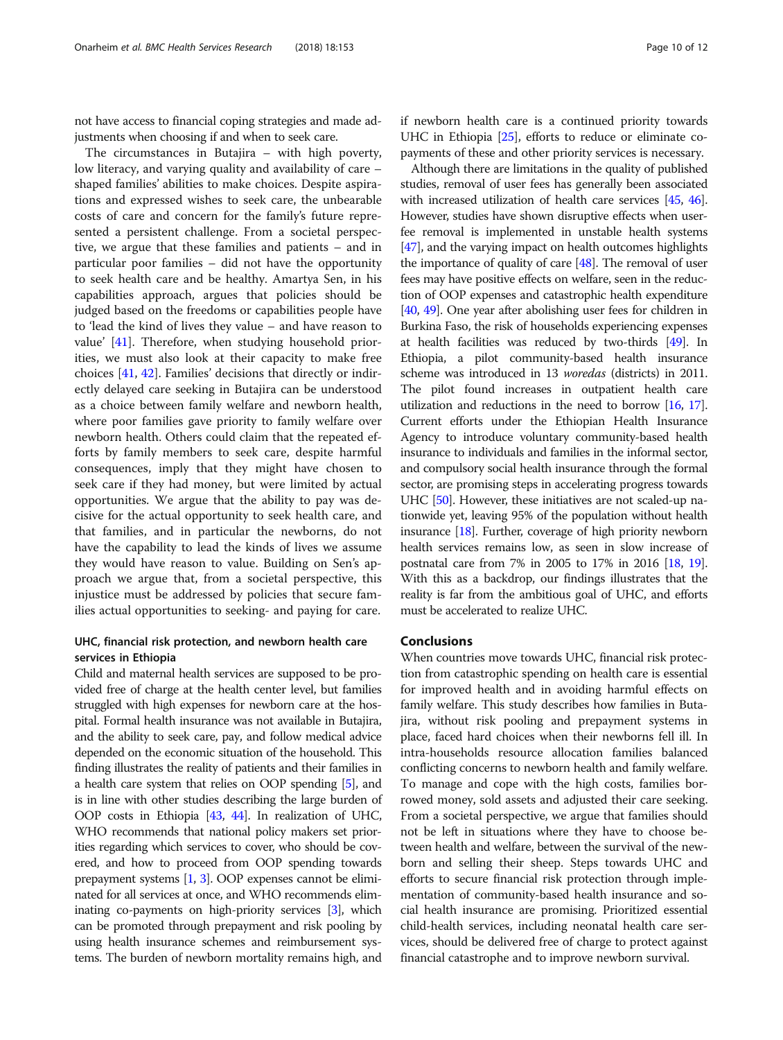not have access to financial coping strategies and made adjustments when choosing if and when to seek care.

The circumstances in Butajira – with high poverty, low literacy, and varying quality and availability of care – shaped families' abilities to make choices. Despite aspirations and expressed wishes to seek care, the unbearable costs of care and concern for the family's future represented a persistent challenge. From a societal perspective, we argue that these families and patients – and in particular poor families – did not have the opportunity to seek health care and be healthy. Amartya Sen, in his capabilities approach, argues that policies should be judged based on the freedoms or capabilities people have to 'lead the kind of lives they value – and have reason to value' [41]. Therefore, when studying household priorities, we must also look at their capacity to make free choices [41, 42]. Families' decisions that directly or indirectly delayed care seeking in Butajira can be understood as a choice between family welfare and newborn health, where poor families gave priority to family welfare over newborn health. Others could claim that the repeated efforts by family members to seek care, despite harmful consequences, imply that they might have chosen to seek care if they had money, but were limited by actual opportunities. We argue that the ability to pay was decisive for the actual opportunity to seek health care, and that families, and in particular the newborns, do not have the capability to lead the kinds of lives we assume they would have reason to value. Building on Sen's approach we argue that, from a societal perspective, this injustice must be addressed by policies that secure families actual opportunities to seeking- and paying for care.

### UHC, financial risk protection, and newborn health care services in Ethiopia

Child and maternal health services are supposed to be provided free of charge at the health center level, but families struggled with high expenses for newborn care at the hospital. Formal health insurance was not available in Butajira, and the ability to seek care, pay, and follow medical advice depended on the economic situation of the household. This finding illustrates the reality of patients and their families in a health care system that relies on OOP spending [5], and is in line with other studies describing the large burden of OOP costs in Ethiopia [43, 44]. In realization of UHC, WHO recommends that national policy makers set priorities regarding which services to cover, who should be covered, and how to proceed from OOP spending towards prepayment systems [1, 3]. OOP expenses cannot be eliminated for all services at once, and WHO recommends eliminating co-payments on high-priority services [3], which can be promoted through prepayment and risk pooling by using health insurance schemes and reimbursement systems. The burden of newborn mortality remains high, and if newborn health care is a continued priority towards UHC in Ethiopia [25], efforts to reduce or eliminate co-payments of these and other priority services is necessary.

Although there are limitations in the quality of published studies, removal of user fees has generally been associated with increased utilization of health care services [45, 46]. However, studies have shown disruptive effects when user-fee removal is implemented in unstable health systems [47], and the varying impact on health outcomes highlights the importance of quality of care [48]. The removal of user fees may have positive effects on welfare, seen in the reduction of OOP expenses and catastrophic health expenditure [40, 49]. One year after abolishing user fees for children in Burkina Faso, the risk of households experiencing expenses at health facilities was reduced by two-thirds [49]. In Ethiopia, a pilot community-based health insurance scheme was introduced in 13 *woredas* (districts) in 2011. The pilot found increases in outpatient health care utilization and reductions in the need to borrow [16, 17]. Current efforts under the Ethiopian Health Insurance Agency to introduce voluntary community-based health insurance to individuals and families in the informal sector, and compulsory social health insurance through the formal sector, are promising steps in accelerating progress towards UHC [50]. However, these initiatives are not scaled-up nationwide yet, leaving 95% of the population without health insurance [18]. Further, coverage of high priority newborn health services remains low, as seen in slow increase of postnatal care from 7% in 2005 to 17% in 2016 [18, 19]. With this as a backdrop, our findings illustrates that the reality is far from the ambitious goal of UHC, and efforts must be accelerated to realize UHC.

## Conclusions

When countries move towards UHC, financial risk protection from catastrophic spending on health care is essential for improved health and in avoiding harmful effects on family welfare. This study describes how families in Butajira, without risk pooling and prepayment systems in place, faced hard choices when their newborns fell ill. In intra-households resource allocation families balanced conflicting concerns to newborn health and family welfare. To manage and cope with the high costs, families borrowed money, sold assets and adjusted their care seeking. From a societal perspective, we argue that families should not be left in situations where they have to choose between health and welfare, between the survival of the newborn and selling their sheep. Steps towards UHC and efforts to secure financial risk protection through implementation of community-based health insurance and social health insurance are promising. Prioritized essential child-health services, including neonatal health care services, should be delivered free of charge to protect against financial catastrophe and to improve newborn survival.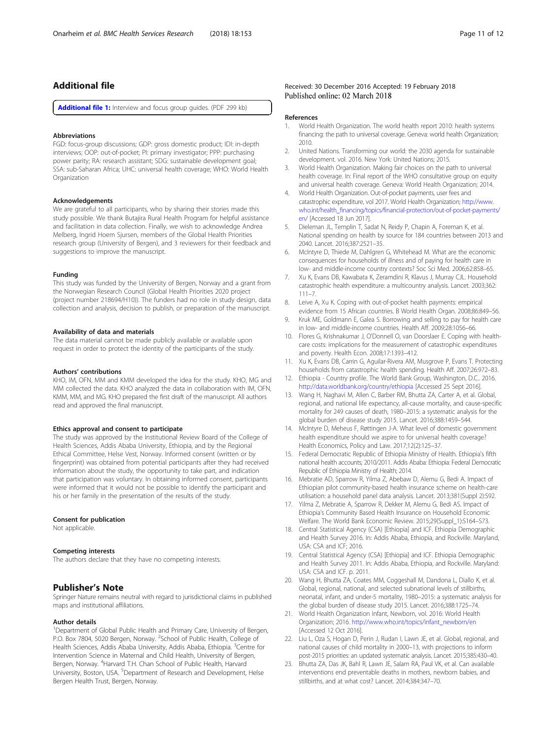## Additional file

**Additional file 1:** Interview and focus group guides. (PDF 299 kb)

### Abbreviations

FGD: focus-group discussions; GDP: gross domestic product; IDI: in-depth interviews; OOP: out-of-pocket; PI: primary investigator; PPP: purchasing power parity; RA: research assistant; SDG: sustainable development goal; SSA: sub-Saharan Africa; UHC: universal health coverage; WHO: World Health Organization

### Acknowledgements

We are grateful to all participants, who by sharing their stories made this study possible. We thank Butajira Rural Health Program for helpful assistance and facilitation in data collection. Finally, we wish to acknowledge Andrea Melberg, Ingrid Hoem Sjursen, members of the Global Health Priorities research group (University of Bergen), and 3 reviewers for their feedback and suggestions to improve the manuscript.

### Funding

This study was funded by the University of Bergen, Norway and a grant from the Norwegian Research Council (Global Health Priorities 2020 project (project number 218694/H10)). The funders had no role in study design, data collection and analysis, decision to publish, or preparation of the manuscript.

### Availability of data and materials

The data material cannot be made publicly available or available upon request in order to protect the identity of the participants of the study.

### Authors' contributions

KHO, IM, OFN, MM and KMM developed the idea for the study. KHO, MG and MM collected the data. KHO analyzed the data in collaboration with IM, OFN, KMM, MM, and MG. KHO prepared the first draft of the manuscript. All authors read and approved the final manuscript.

### Ethics approval and consent to participate

The study was approved by the Institutional Review Board of the College of Health Sciences, Addis Ababa University, Ethiopia, and by the Regional Ethical Committee, Helse Vest, Norway. Informed consent (written or by fingerprint) was obtained from potential participants after they had received information about the study, the opportunity to take part, and indication that participation was voluntary. In obtaining informed consent, participants were informed that it would not be possible to identify the participant and his or her family in the presentation of the results of the study.

### Consent for publication

Not applicable.

### Competing interests

The authors declare that they have no competing interests.

## Publisher's Note

Springer Nature remains neutral with regard to jurisdictional claims in published maps and institutional affiliations.

### Author details

[1]Department of Global Public Health and Primary Care, University of Bergen, P.O. Box 7804, 5020 Bergen, Norway. [2]School of Public Health, College of Health Sciences, Addis Ababa University, Addis Ababa, Ethiopia. [3]Centre for Intervention Science in Maternal and Child Health, University of Bergen, Bergen, Norway. [4]Harvard T.H. Chan School of Public Health, Harvard University, Boston, USA. [5]Department of Research and Development, Helse Bergen Health Trust, Bergen, Norway.

Received: 30 December 2016 Accepted: 19 February 2018
Published online: 02 March 2018

### References

1. World Health Organization. The world health report 2010: health systems financing: the path to universal coverage. Geneva: world health Organization; 2010.
2. United Nations. Transforming our world: the 2030 agenda for sustainable development. vol. 2016. New York: United Nations; 2015.
3. World Health Organization. Making fair choices on the path to universal health coverage. In: Final report of the WHO consultative group on equity and universal health coverage. Geneva: World Health Organization; 2014.
4. World Health Organization. Out-of-pocket payments, user fees and catastrophic expenditure, vol 2017. World Health Organization; http://www.who.int/health_financing/topics/financial-protection/out-of-pocket-payments/en/ [Accessed 18 Jun 2017].
5. Dieleman JL, Templin T, Sadat N, Reidy P, Chapin A, Foreman K, et al. National spending on health by source for 184 countries between 2013 and 2040. Lancet. 2016;387:2521–35.
6. McIntyre D, Thiede M, Dahlgren G, Whitehead M. What are the economic consequences for households of illness and of paying for health care in low- and middle-income country contexts? Soc Sci Med. 2006;62:858–65.
7. Xu K, Evans DB, Kawabata K, Zeramdini R, Klavus J, Murray CJL. Household catastrophic health expenditure: a multicountry analysis. Lancet. 2003;362:111–7.
8. Leive A, Xu K. Coping with out-of-pocket health payments: empirical evidence from 15 African countries. B World Health Organ. 2008;86:849–56.
9. Kruk ME, Goldmann E, Galea S. Borrowing and selling to pay for health care in low- and middle-income countries. Health Aff. 2009;28:1056–66.
10. Flores G, Krishnakumar J, O'Donnell O, van Doorslaer E. Coping with health-care costs: implications for the measurement of catastrophic expenditures and poverty. Health Econ. 2008;17:1393–412.
11. Xu K, Evans DB, Carrin G, Aguilar-Rivera AM, Musgrove P, Evans T. Protecting households from catastrophic health spending. Health Aff. 2007;26:972–83.
12. Ethiopia - Country profile. The World Bank Group, Washington, D.C.. 2016. http://data.worldbank.org/country/ethiopia [Accessed 25 Sept 2016].
13. Wang H, Naghavi M, Allen C, Barber RM, Bhutta ZA, Carter A, et al. Global, regional, and national life expectancy, all-cause mortality, and cause-specific mortality for 249 causes of death, 1980–2015: a systematic analysis for the global burden of disease study 2015. Lancet. 2016;388:1459–544.
14. McIntyre D, Meheus F, Røttingen J-A. What level of domestic government health expenditure should we aspire to for universal health coverage? Health Economics, Policy and Law. 2017;12(2):125–37.
15. Federal Democratic Republic of Ethiopia Ministry of Health. Ethiopia's fifth national health accounts; 2010/2011. Addis Ababa: Ethiopia: Federal Democratic Republic of Ethiopia Ministry of Health; 2014.
16. Mebratie AD, Sparrow R, Yilma Z, Abebaw D, Alemu G, Bedi A. Impact of Ethiopian pilot community-based health insurance scheme on health-care utilisation: a household panel data analysis. Lancet. 2013;381(Suppl 2):S92.
17. Yilma Z, Mebratie A, Sparrow R, Dekker M, Alemu G, Bedi AS. Impact of Ethiopia's Community Based Health Insurance on Household Economic Welfare. The World Bank Economic Review. 2015;29(Suppl_1):S164–S73.
18. Central Statistical Agency (CSA) [Ethiopia] and ICF. Ethiopia Demographic and Health Survey 2016. In: Addis Ababa, Ethiopia, and Rockville. Maryland, USA: CSA and ICF; 2016.
19. Central Statistical Agency (CSA) [Ethiopia] and ICF. Ethiopia Demographic and Health Survey 2011. In: Addis Ababa, Ethiopia, and Rockville. Maryland: USA: CSA and ICF. p. 2011.
20. Wang H, Bhutta ZA, Coates MM, Coggeshall M, Dandona L, Diallo K, et al. Global, regional, national, and selected subnational levels of stillbirths, neonatal, infant, and under-5 mortality, 1980–2015: a systematic analysis for the global burden of disease study 2015. Lancet. 2016;388:1725–74.
21. World Health Organization Infant, Newborn, vol. 2016: World Health Organization; 2016. http://www.who.int/topics/infant_newborn/en [Accessed 12 Oct 2016].
22. Liu L, Oza S, Hogan D, Perin J, Rudan I, Lawn JE, et al. Global, regional, and national causes of child mortality in 2000–13, with projections to inform post-2015 priorities: an updated systematic analysis. Lancet. 2015;385:430–40.
23. Bhutta ZA, Das JK, Bahl R, Lawn JE, Salam RA, Paul VK, et al. Can available interventions end preventable deaths in mothers, newborn babies, and stillbirths, and at what cost? Lancet. 2014;384:347–70.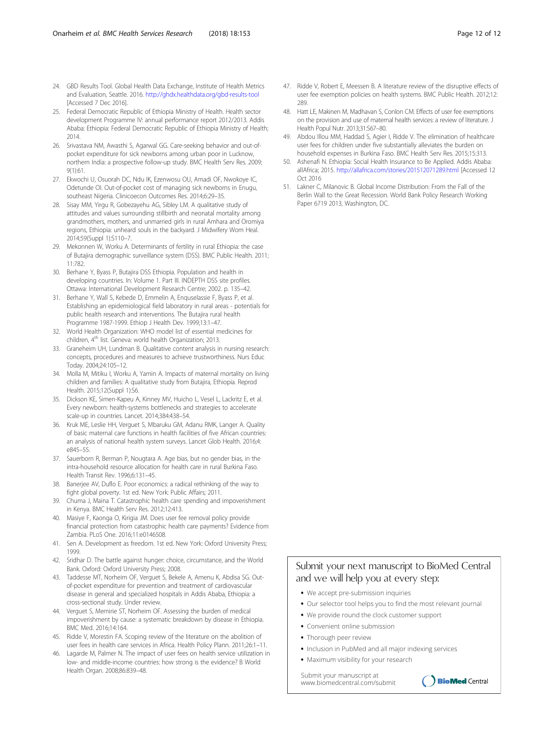24. GBD Results Tool. Global Health Data Exchange, Institute of Health Metrics and Evaluation, Seattle. 2016. http://ghdx.healthdata.org/gbd-results-tool [Accessed 7 Dec 2016].
25. Federal Democratic Republic of Ethiopia Ministry of Health. Health sector development Programme IV: annual performance report 2012/2013. Addis Ababa: Ethiopia: Federal Democratic Republic of Ethiopia Ministry of Health; 2014.
26. Srivastava NM, Awasthi S, Agarwal GG. Care-seeking behavior and out-of-pocket expenditure for sick newborns among urban poor in Lucknow, northern India: a prospective follow-up study. BMC Health Serv Res. 2009; 9(1):61.
27. Ekwochi U, Osuorah DC, Ndu IK, Ezenwosu OU, Amadi OF, Nwokoye IC, Odetunde OI. Out-of-pocket cost of managing sick newborns in Enugu, southeast Nigeria. Clinicoecon Outcomes Res. 2014;6:29–35.
28. Sisay MM, Yirgu R, Gobezayehu AG, Sibley LM. A qualitative study of attitudes and values surrounding stillbirth and neonatal mortality among grandmothers, mothers, and unmarried girls in rural Amhara and Oromiya regions, Ethiopia: unheard souls in the backyard. J Midwifery Wom Heal. 2014;59(Suppl 1):S110–7.
29. Mekonnen W, Worku A. Determinants of fertility in rural Ethiopia: the case of Butajira demographic surveillance system (DSS). BMC Public Health. 2011; 11:782.
30. Berhane Y, Byass P, Butajira DSS Ethiopia. Population and health in developing countries. In: Volume 1. Part III. INDEPTH DSS site profiles. Ottawa: International Development Research Centre; 2002. p. 135–42.
31. Berhane Y, Wall S, Kebede D, Emmelin A, Enquselassie F, Byass P, et al. Establishing an epidemiological field laboratory in rural areas - potentials for public health research and interventions. The Butajira rural health Programme 1987-1999. Ethiop J Health Dev. 1999;13:1–47.
32. World Health Organization: WHO model list of essential medicines for children, 4th list. Geneva: world health Organization; 2013.
33. Graneheim UH, Lundman B. Qualitative content analysis in nursing research: concepts, procedures and measures to achieve trustworthiness. Nurs Educ Today. 2004;24:105–12.
34. Molla M, Mitiku I, Worku A, Yamin A. Impacts of maternal mortality on living children and families: A qualitative study from Butajira, Ethiopia. Reprod Health. 2015;12(Suppl 1):S6.
35. Dickson KE, Simen-Kapeu A, Kinney MV, Huicho L, Vesel L, Lackritz E, et al. Every newborn: health-systems bottlenecks and strategies to accelerate scale-up in countries. Lancet. 2014;384:438–54.
36. Kruk ME, Leslie HH, Verguet S, Mbaruku GM, Adanu RMK, Langer A. Quality of basic maternal care functions in health facilities of five African countries: an analysis of national health system surveys. Lancet Glob Health. 2016;4: e845–55.
37. Sauerborn R, Berman P, Nougtara A. Age bias, but no gender bias, in the intra-household resource allocation for health care in rural Burkina Faso. Health Transit Rev. 1996;6:131–45.
38. Banerjee AV, Duflo E. Poor economics: a radical rethinking of the way to fight global poverty. 1st ed. New York: Public Affairs; 2011.
39. Chuma J, Maina T. Catastrophic health care spending and impoverishment in Kenya. BMC Health Serv Res. 2012;12:413.
40. Masiye F, Kaonga O, Kirigia JM. Does user fee removal policy provide financial protection from catastrophic health care payments? Evidence from Zambia. PLoS One. 2016;11:e0146508.
41. Sen A. Development as freedom. 1st ed. New York: Oxford University Press; 1999.
42. Sridhar D. The battle against hunger: choice, circumstance, and the World Bank. Oxford: Oxford University Press; 2008.
43. Taddesse MT, Norheim OF, Verguet S, Bekele A, Amenu K, Abdisa SG. Out-of-pocket expenditure for prevention and treatment of cardiovascular disease in general and specialized hospitals in Addis Ababa, Ethiopia: a cross-sectional study. Under review.
44. Verguet S, Memirie ST, Norheim OF. Assessing the burden of medical impoverishment by cause: a systematic breakdown by disease in Ethiopia. BMC Med. 2016;14:164.
45. Ridde V, Morestin FA. Scoping review of the literature on the abolition of user fees in health care services in Africa. Health Policy Plann. 2011;26:1–11.
46. Lagarde M, Palmer N. The impact of user fees on health service utilization in low- and middle-income countries: how strong is the evidence? B World Health Organ. 2008;86:839–48.
47. Ridde V, Robert E, Meessen B. A literature review of the disruptive effects of user fee exemption policies on health systems. BMC Public Health. 2012;12: 289.
48. Hatt LE, Makinen M, Madhavan S, Conlon CM. Effects of user fee exemptions on the provision and use of maternal health services: a review of literature. J Health Popul Nutr. 2013;31:S67–80.
49. Abdou Illou MM, Haddad S, Agier I, Ridde V. The elimination of healthcare user fees for children under five substantially alleviates the burden on household expenses in Burkina Faso. BMC Health Serv Res. 2015;15:313.
50. Ashenafi N. Ethiopia: Social Health Insurance to Be Applied. Addis Ababa: allAfrica; 2015. http://allafrica.com/stories/201512071289.html [Accessed 12 Oct 2016
51. Lakner C, Milanovic B. Global Income Distribution: From the Fall of the Berlin Wall to the Great Recession. World Bank Policy Research Working Paper 6719 2013, Washington, DC.

Submit your next manuscript to BioMed Central and we will help you at every step:

- We accept pre-submission inquiries
- Our selector tool helps you to find the most relevant journal
- We provide round the clock customer support
- Convenient online submission
- Thorough peer review
- Inclusion in PubMed and all major indexing services
- Maximum visibility for your research

Submit your manuscript at www.biomedcentral.com/submit

BioMed Central